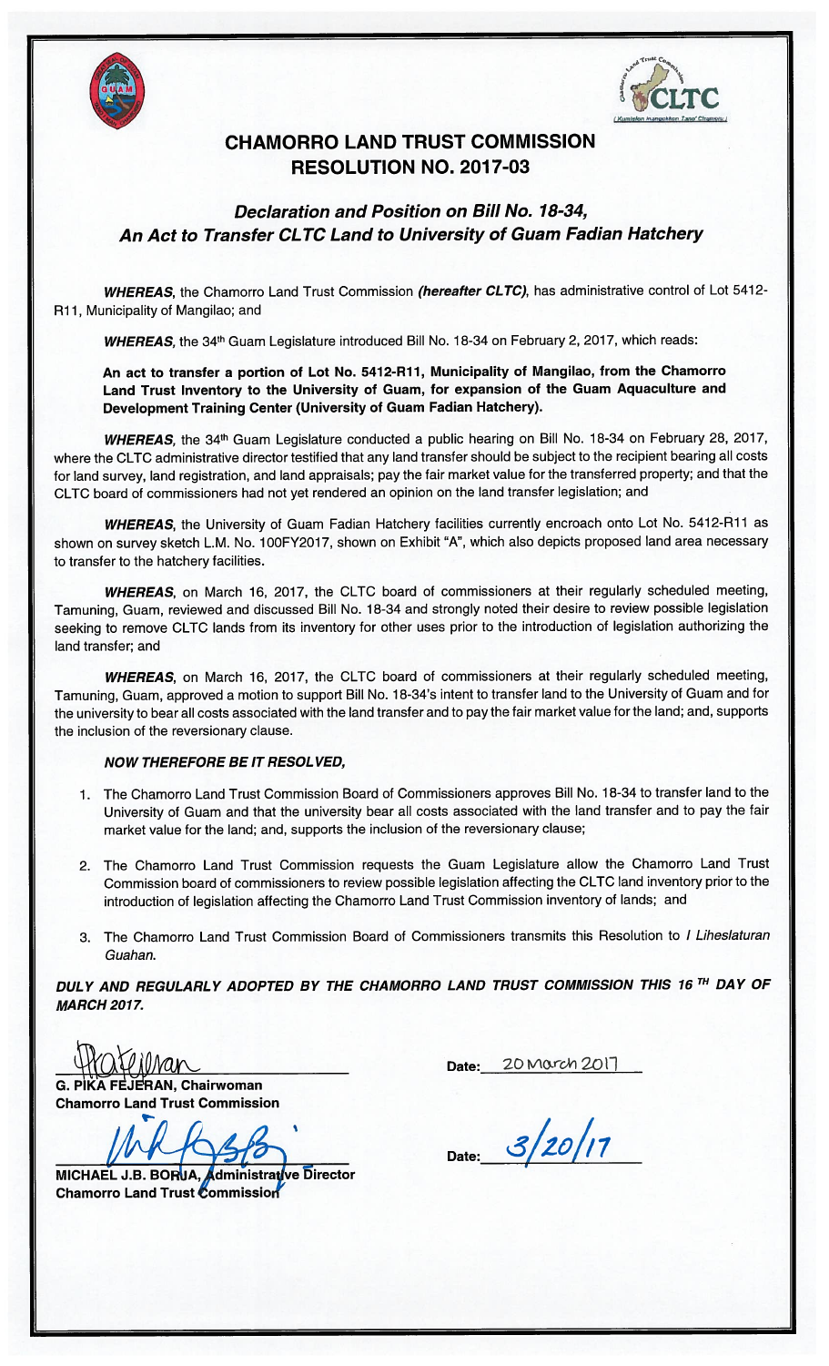# CHAMORRO LAND TRUST COMMISSION
# RESOLUTION NO. 2017-03

## *Declaration and Position on Bill No. 18-34, An Act to Transfer CLTC Land to University of Guam Fadian Hatchery*

***WHEREAS***, the Chamorro Land Trust Commission ***(hereafter CLTC)***, has administrative control of Lot 5412-R11, Municipality of Mangilao; and

***WHEREAS,*** the 34th Guam Legislature introduced Bill No. 18-34 on February 2, 2017, which reads:

**An act to transfer a portion of Lot No. 5412-R11, Municipality of Mangilao, from the Chamorro Land Trust Inventory to the University of Guam, for expansion of the Guam Aquaculture and Development Training Center (University of Guam Fadian Hatchery).**

***WHEREAS,*** the 34th Guam Legislature conducted a public hearing on Bill No. 18-34 on February 28, 2017, where the CLTC administrative director testified that any land transfer should be subject to the recipient bearing all costs for land survey, land registration, and land appraisals; pay the fair market value for the transferred property; and that the CLTC board of commissioners had not yet rendered an opinion on the land transfer legislation; and

***WHEREAS***, the University of Guam Fadian Hatchery facilities currently encroach onto Lot No. 5412-R11 as shown on survey sketch L.M. No. 100FY2017, shown on Exhibit "A", which also depicts proposed land area necessary to transfer to the hatchery facilities.

***WHEREAS***, on March 16, 2017, the CLTC board of commissioners at their regularly scheduled meeting, Tamuning, Guam, reviewed and discussed Bill No. 18-34 and strongly noted their desire to review possible legislation seeking to remove CLTC lands from its inventory for other uses prior to the introduction of legislation authorizing the land transfer; and

***WHEREAS***, on March 16, 2017, the CLTC board of commissioners at their regularly scheduled meeting, Tamuning, Guam, approved a motion to support Bill No. 18-34's intent to transfer land to the University of Guam and for the university to bear all costs associated with the land transfer and to pay the fair market value for the land; and, supports the inclusion of the reversionary clause.

***NOW THEREFORE BE IT RESOLVED,***

1. The Chamorro Land Trust Commission Board of Commissioners approves Bill No. 18-34 to transfer land to the University of Guam and that the university bear all costs associated with the land transfer and to pay the fair market value for the land; and, supports the inclusion of the reversionary clause;
2. The Chamorro Land Trust Commission requests the Guam Legislature allow the Chamorro Land Trust Commission board of commissioners to review possible legislation affecting the CLTC land inventory prior to the introduction of legislation affecting the Chamorro Land Trust Commission inventory of lands; and
3. The Chamorro Land Trust Commission Board of Commissioners transmits this Resolution to *I Liheslaturan Guahan*.

***DULY AND REGULARLY ADOPTED BY THE CHAMORRO LAND TRUST COMMISSION THIS 16TH DAY OF MARCH 2017.***

**G. PIKA FEJERAN, Chairwoman**
**Chamorro Land Trust Commission**

Date: 20 March 2017

**MICHAEL J.B. BORJA, Administrative Director**
**Chamorro Land Trust Commission**

Date: 3/20/17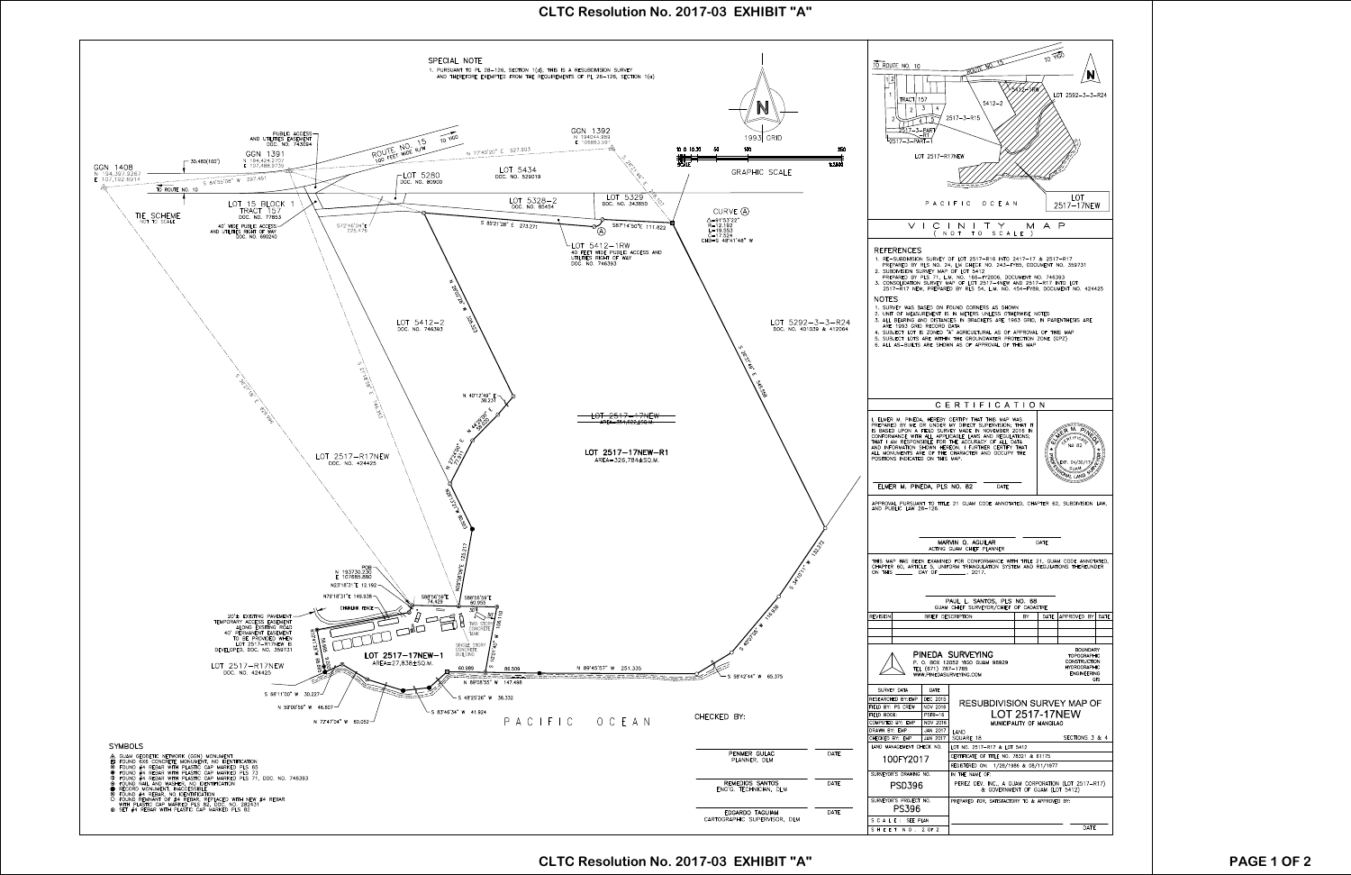# CLTC Resolution No. 2017-03 EXHIBIT "A"

## SPECIAL NOTE

1. PURSUANT TO PL 28-126, SECTION 1(d), THIS IS A RESUBDIVISION SURVEY AND THEREFORE EXEMPTED FROM THE REQUIREMENTS OF PL 28-126, SECTION 1(a)

1993 GRID

GRAPHIC SCALE

GGN 1408
N 194,397.9267
E 107,192.8914

GGN 1391
N 194,424.2707
E 107,488.0739

GGN 1392
N 194044.989
E 106963.591

TO ROUTE NO. 10

ROUTE NO. 15 100' WIDE R/W TO YIGO

PUBLIC ACCESS AND UTILITIES EASEMENT DOC. NO. 746394

30.480(100')

S 84°53'08" W 297.451

N 77°40'20" E 527.303

LOT 5280 DOC. NO. 80900

LOT 5434 DOC. NO. 529019

LOT 5328-2 DOC. NO. 85434

LOT 5329 DOC. NO. 342850

LOT 15 BLOCK 1 TRACT 157 DOC. NO. 77853

TIE SCHEME NOT TO SCALE

40' WIDE PUBLIC ACCESS AND UTILITIES RIGHT OF WAY DOC. NO. 690240

S72°44'04"E 325.475

S 85°21'28" E 273.271

S87°14'50"E 111.622

CURVE (A)
Δ=91°53'22"
R=12.192
L=19.553
C=17.524
CHB=S 46°41'48" W

LOT 5412-1RW 40 FEET WIDE PUBLIC ACCESS AND UTILITIES RIGHT OF WAY DOC. NO. 746393

LOT 5412-2 DOC. NO. 746393

LOT 5292-3-3-R24 DOC. NO. 401039 & 412064

LOT 2517-R17NEW DOC. NO. 424425

LOT 2517-17NEW AREA=354,622±SQ.M.

LOT 2517-17NEW-R1 AREA=326,784±SQ.M.

N 40°12'49" E 38.231

POB
N 193730.230
E 107685.880

N23°18'31"E 12.192

N70°18'31"E 149.938

S88°56'59"E 74.429

S88°56'59"E 60.950

CHAINLINK FENCE

20'± EXISTING PAVEMENT TEMPORARY ACCESS EASEMENT ALONG EXISTING ROAD

40' PERMANENT EASEMENT TO BE PROVIDED WHEN LOT 2517-R17NEW IS DEVELOPED, DOC. NO. 359731

TWO STORY CONCRETE TANK

SINGLE STORY CONCRETE BUILDING

LOT 2517-17NEW-1 AREA=27,838±SQ.M.

LOT 2517-R17NEW DOC. NO. 424425

N 89°45'57" W 251.335

S 58°42'44" W 65.375

N 89°08'35" W 147.498

S 68°11'00" W 30.227

N 59°00'59" W 46.607

S 48°25'26" W 36.332

S 83°46'34" W 41.924

N 72°47'24" W 60.052

PACIFIC OCEAN

## SYMBOLS

- GUAM GEODETIC NETWORK (GGN) MONUMENT
- FOUND 6X6 CONCRETE MONUMENT, NO IDENTIFICATION
- FOUND #4 REBAR WITH PLASTIC CAP MARKED PLS 65
- FOUND #4 REBAR WITH PLASTIC CAP MARKED PLS 73
- FOUND #4 REBAR WITH PLASTIC CAP MARKED PLS 71, DOC. NO. 746393
- FOUND NAIL AND WASHER, NO IDENTIFICATION
- RECORD MONUMENT, INACCESSIBLE
- FOUND #4 REBAR, NO IDENTIFICATION
- FOUND REMNANT OF #4 REBAR, REPLACED WITH NEW #4 REBAR WITH PLASTIC CAP MARKED PLS 82, DOC. NO. 282431
- SET #4 REBAR WITH PLASTIC CAP MARKED PLS 82

CHECKED BY:

| | DATE |
|---|---|
| PENMER GULAC, PLANNER, DLM | |
| REMEDIOS SANTOS, ENG'G. TECHNICIAN, DLM | |
| EDGARDO TAGUIAM, CARTOGRAPHIC SUPERVISOR, DLM | |

## VICINITY MAP (NOT TO SCALE)

## REFERENCES

1. RE-SUBDIVISION SURVEY OF LOT 2517-R16 INTO 2517-17 & 2517-R17 PREPARED BY RLS NO. 24, LM CHECK NO. 243-FY85, DOCUMENT NO. 359731
2. SUBDIVISION SURVEY MAP OF LOT 5412 PREPARED BY PLS 71, L.M. NO. 166-FY2006, DOCUMENT NO. 746393
3. CONSOLIDATION SURVEY MAP OF LOT 2517-4NEW AND 2517-R17 INTO LOT 2517-R17 NEW, PREPARED BY RLS 54, L.M. NO. 454-FY88, DOCUMENT NO. 424425

## NOTES

1. SURVEY WAS BASED ON FOUND CORNERS AS SHOWN
2. UNIT OF MEASUREMENT IS IN METERS UNLESS OTHERWISE NOTED
3. ALL BEARING AND DISTANCES IN BRACKETS ARE 1963 GRID, IN PARENTHESIS ARE ARE 1993 GRID RECORD DATA
4. SUBJECT LOT IS ZONED "A" AGRICULTURAL AS OF APPROVAL OF THIS MAP
5. SUBJECT LOTS ARE WITHIN THE GROUNDWATER PROTECTION ZONE (GPZ)
6. ALL AS-BUILTS ARE SHOWN AS OF APPROVAL OF THIS MAP

## CERTIFICATION

I, ELMER M. PINEDA, HEREBY CERTIFY THAT THIS MAP WAS PREPARED BY ME OR UNDER MY DIRECT SUPERVISION; THAT IT IS BASED UPON A FIELD SURVEY MADE IN NOVEMBER 2016 IN CONFORMANCE WITH ALL APPLICABLE LAWS AND REGULATIONS; THAT I AM RESPONSIBLE FOR THE ACCURACY OF ALL DATA AND INFORMATION SHOWN HEREON. I FURTHER CERTIFY THAT ALL MONUMENTS ARE OF THE CHARACTER AND OCCUPY THE POSITIONS INDICATED ON THIS MAP.

ELMER M. PINEDA, PLS NO. 82 DATE

APPROVAL PURSUANT TO TITLE 21 GUAM CODE ANNOTATED, CHAPTER 62, SUBDIVISION LAW, AND PUBLIC LAW 28-126.

MARVIN Q. AGUILAR, ACTING GUAM CHIEF PLANNER DATE

THIS MAP HAS BEEN EXAMINED FOR CONFORMANCE WITH TITLE 21, GUAM CODE ANNOTATED, CHAPTER 60, ARTICLE 5, UNIFORM TRIANGULATION SYSTEM AND REGULATIONS THEREUNDER ON THIS ____ DAY OF ________, 2017.

PAUL L. SANTOS, PLS NO. 68
GUAM CHIEF SURVEYOR/CHIEF OF CADASTRE

| REVISION | BRIEF DESCRIPTION | BY | DATE | APPROVED BY | DATE |
|---|---|---|---|---|---|
| | | | | | |

**PINEDA SURVEYING**
P. O. BOX 12052 YIGO GUAM 96929
TEL (671) 787-1785
WWW.PINEDASURVEYING.COM
BOUNDARY, TOPOGRAPHIC, CONSTRUCTION, HYDROGRAPHIC, ENGINEERING, GIS

| SURVEY DATA | DATE | |
|---|---|---|
| RESEARCHED BY: EMP | DEC 2015 | RESUBDIVISION SURVEY MAP OF LOT 2517-17NEW, MUNICIPALITY OF MANGILAO |
| FIELD BY: PS CREW | NOV 2016 | |
| FIELD BOOK: | PS68-15 | |
| COMPUTED BY: EMP | NOV 2016 | |
| DRAWN BY: EMP | JAN 2017 | LAND SQUARE 18 — SECTIONS 3 & 4 |
| CHECKED BY: EMP | JAN 2017 | |
| LAND MANAGEMENT CHECK NO. 100FY2017 | | LOT NO. 2517-R17 & LOT 5412; CERTIFICATE OF TITLE NO. 78321 & 61175; REGISTERED ON: 1/28/1986 & 08/11/1977 |
| SURVEYOR'S DRAWING NO. PSD396 | | IN THE NAME OF: PEREZ DEV. INC., A GUAM CORPORATION (LOT 2517-R17) & GOVERNMENT OF GUAM (LOT 5412) |
| SURVEYOR'S PROJECT NO. PS396 | | PREPARED FOR, SATISFACTORY TO & APPROVED BY: |
| SCALE: SEE PLAN | | DATE |
| SHEET NO. 2 OF 2 | | |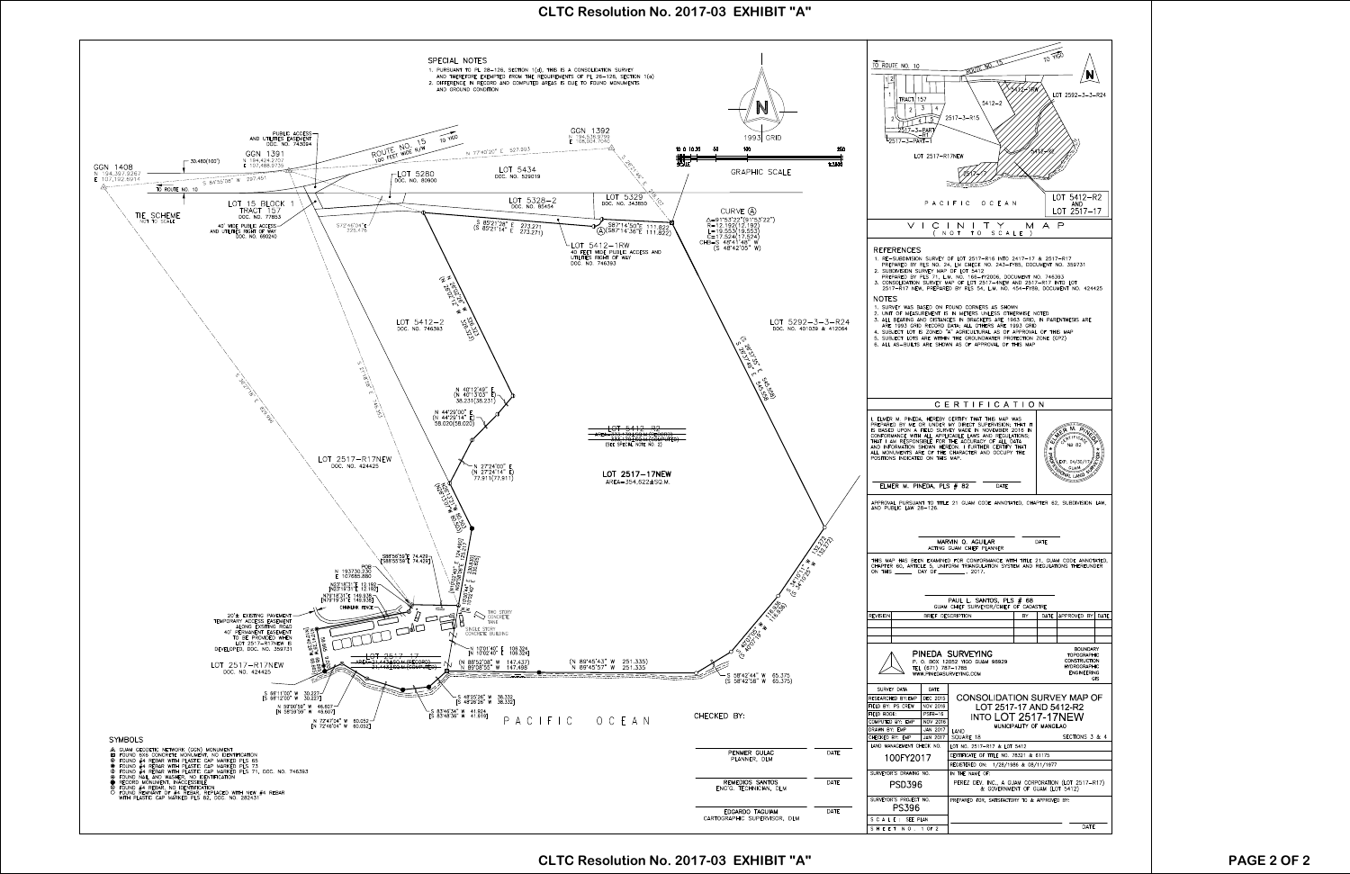# CLTC Resolution No. 2017-03 EXHIBIT "A"

## SPECIAL NOTES

1. PURSUANT TO PL 28-126, SECTION 1(d), THIS IS A CONSOLIDATION SURVEY AND THEREFORE EXEMPTED FROM THE REQUIREMENTS OF PL 28-126, SECTION 1(a)
2. DIFFERENCE IN RECORD AND COMPUTED AREAS IS DUE TO FOUND MONUMENTS AND GROUND CONDITION

1993 GRID

GRAPHIC SCALE

TIE SCHEME
NOT TO SCALE

CURVE (A)
Δ=91°53'22"(91°53'22")
R=12.192(12.192)
L=19.553(19.553)
T=17.524(17.524)
CHB=S 48°41'48" W
(S 48°42'05" W)

GGN 1408
N 194,397.9267
E 107,192.8914

GGN 1391
N 194,424.2707
E 107,488.0735

GGN 1392
N 194,536.9799
E 108,004.7040

ROUTE NO. 15
100' FEET WIDE R/W

TO ROUTE NO. 10

PUBLIC ACCESS AND UTILITIES EASEMENT DOC. NO. 743094

40' WIDE PUBLIC ACCESS AND UTILITIES RIGHT OF WAY DOC. NO. 690240

LOT 15 BLOCK 1 TRACT 157 DOC. NO. 77853

LOT 5280 DOC. NO. 80900

LOT 5434 DOC. NO. 529019

LOT 5328-2 DOC. NO. 85434

LOT 5329 DOC. NO. 243890

LOT 5412-1RW
40 FEET WIDE PUBLIC ACCESS AND UTILITIES RIGHT OF WAY DOC. NO. 746393

LOT 5412-2 DOC. NO. 746393

LOT 5292-3-3-R24 DOC. NO. 401039 & 412064

LOT 2517-R17NEW DOC. NO. 424425

LOT 5412-R2
AREA=33,179.262±SQ.M.(RECORD)
33,179.160±SQ.M.(COMPUTED)
(SEE SPECIAL NOTE NO. 2)

LOT 2517-17NEW
AREA=354,622±SQ.M.

LOT 2517-17
AREA=21,443±SQ.M.(RECORD)
21,443.564±SQ.M.(COMPUTED)

POB
N 193730.230
E 107685.880

20'± EXISTING PAVEMENT TEMPORARY ACCESS EASEMENT ALONG EXISTING ROAD 40' PERMANENT EASEMENT TO BE PROVIDED WHEN LOT 2517-R17NEW IS DEVELOPED, DOC. NO. 359731

CHAINLINK FENCE

TWO STORY CONCRETE TANK

SINGLE STORY CONCRETE BUILDING

PACIFIC OCEAN

S 84°55'08" W 297.451
N 77°40'20" E 527.903
S 72°46'04" E 325.476
S 85°21'28" E 273.271 (S 85°21'14" E 273.271)
S87°14'50"E 111.822 (A) (S87°14'36"E 111.822)
N 28°09'07" W 320.321
N 40°12'49" E (N 40°13'03" E) 38.231(38.231)
N 44°29'00" E (N 44°29'14" E) 58.020(58.020)
N 27°24'00" E (N 27°24'14" E) 77.911(77.911)
S88°56'59"E 74.429 [S88°55'59"E 74.429]
N23°18'31"E 12.162 [N23°19'31"E 12.162]
N79°16'31"E 149.936 [N79°19'31"E 149.936]
N 10°01'40" E 108.324 [N 10°02'40" E 108.324]
N 89°52'08" W 147.437 [N 89°08'55" W 147.466]
(N 89°45'43" W 251.335) N 89°45'57" W 251.335
S 58°42'44" W 65.375 (S 58°42'58" W 65.375)
S 48°25'26" W 36.332 [S 48°26'26" W 36.332]
S 83°46'34" W 41.624 [S 83°48'38" W 41.619]
N 72°47'04" W 60.052 [N 72°46'04" W 60.052]
N 38°06'59" W 46.607 [N 38°09'59" W 46.607]
S 88°11'00" W 30.227 [S 88°12'00" W 30.227]
S 34°01'11" W 132.272 (S 34°01'25" W 132.272)
S 20°10'05" W 116.956 (S 20°10'19" W 116.956)
S 28°08'40" E 545.936 (S 28°08'54" E 545.936)

## SYMBOLS

- FOUND GEODETIC NETWORK (GGN) MONUMENT
- FOUND 6X6 CONCRETE MONUMENT, NO IDENTIFICATION
- FOUND #4 REBAR WITH PLASTIC CAP MARKED PLS 65
- FOUND #4 REBAR WITH PLASTIC CAP MARKED PLS 73
- FOUND #4 REBAR WITH PLASTIC CAP MARKED PLS 71, DOC. NO. 746393
- FOUND NAIL AND WASHER, NO IDENTIFICATION
- RECORD MONUMENT, INACCESSIBLE
- FOUND #4 REBAR, NO IDENTIFICATION
- FOUND REMNANT OF #4 REBAR, REPLACED WITH NEW #4 REBAR WITH PLASTIC CAP MARKED PLS 82, DOC. NO. 282431

CHECKED BY:

| | |
|---|---|
| PENMER GULAC, PLANNER, DLM | DATE |
| REMEDIOS SANTOS, ENG'G. TECHNICIAN, DLM | DATE |
| EDGARDO TAGUIAM, CARTOGRAPHIC SUPERVISOR, DLM | DATE |

## VICINITY MAP
(NOT TO SCALE)

TO ROUTE NO. 10 — ROUTE NO. 15 — TO YIGO — TRACT 157 — 5412-2 — 5412-1RW — 2517-3-R15 — 2517-3-PART — 2517-3-PART-1 — LOT 2517-R17NEW — 5412-R2 — 2517-17 — LOT 5292-3-3-R24 — PACIFIC OCEAN — LOT 5412-R2 AND LOT 2517-17

## REFERENCES

1. RE-SUBDIVISION SURVEY OF LOT 2517-R16 INTO 2517-17 & 2517-R17 PREPARED BY RLS NO. 24, LM CHECK NO. 243-FY85, DOCUMENT NO. 359731
2. SUBDIVISION SURVEY MAP OF LOT 5412 PREPARED BY PLS 71, L.M. NO. 166-FY2006, DOCUMENT NO. 746393
3. CONSOLIDATION SURVEY MAP OF LOT 2517-4NEW AND 2517-R17 INTO LOT 2517-R17 NEW, PREPARED BY RLS 54, L.M. NO. 454-FY88, DOCUMENT NO. 424425

## NOTES

1. SURVEY WAS BASED ON FOUND CORNERS AS SHOWN
2. UNIT OF MEASUREMENT IS IN METERS UNLESS OTHERWISE NOTED
3. ALL BEARING AND DISTANCES IN BRACKETS ARE 1963 GRID, IN PARENTHESIS ARE ARE 1993 GRID RECORD DATA. ALL OTHERS ARE 1993 GRID
4. SUBJECT LOT IS ZONED "A" AGRICULTURAL AS OF APPROVAL OF THIS MAP
5. SUBJECT LOTS ARE WITHIN THE GROUNDWATER PROTECTION ZONE (GPZ)
6. ALL AS-BUILTS ARE SHOWN AS OF APPROVAL OF THIS MAP

## CERTIFICATION

I, ELMER M. PINEDA, HEREBY CERTIFY THAT THIS MAP WAS PREPARED BY ME OR UNDER MY DIRECT SUPERVISION; THAT IT IS BASED UPON A FIELD SURVEY MADE IN NOVEMBER 2016 IN CONFORMANCE WITH ALL APPLICABLE LAWS AND REGULATIONS; THAT I AM RESPONSIBLE FOR THE ACCURACY OF ALL DATA AND INFORMATION SHOWN HEREON. I FURTHER CERTIFY THAT ALL MONUMENTS ARE OF THE CHARACTER AND OCCUPY THE POSITIONS INDICATED ON THIS MAP.

ELMER M. PINEDA, PLS # 82 — DATE

(Seal: ELMER M. PINEDA, CERTIFICATE NO. 82, EXP. 04/30/17, GUAM, PROFESSIONAL LAND SURVEYOR)

APPROVAL PURSUANT TO TITLE 21 GUAM CODE ANNOTATED, CHAPTER 62, SUBDIVISION LAW, AND PUBLIC LAW 28-126.

MARVIN Q. AGUILAR, ACTING GUAM CHIEF PLANNER — DATE

THIS MAP HAS BEEN EXAMINED FOR CONFORMANCE WITH TITLE 21, GUAM CODE ANNOTATED, CHAPTER 60, ARTICLE 5, UNIFORM TRIANGULATION SYSTEM AND REGULATIONS THEREUNDER ON THIS ____ DAY OF ________, 2017.

PAUL L. SANTOS, PLS # 68
GUAM CHIEF SURVEYOR/CHIEF OF CADASTRE

| REVISION | BRIEF DESCRIPTION | BY | DATE | APPROVED BY | DATE |
|---|---|---|---|---|---|
| | | | | | |

**PINEDA SURVEYING**
P. O. BOX 12052 YIGO GUAM 96929
TEL (671) 787-1765
WWW.PINEDASURVEYING.COM
BOUNDARY, TOPOGRAPHIC, CONSTRUCTION, HYDROGRAPHIC, ENGINEERING, GIS

| SURVEY DATA | DATE |
|---|---|
| RESEARCHED BY:EMP | DEC 2015 |
| FIELD BY: PS CREW | NOV 2016 |
| FIELD BOOK: | PSFB-16 |
| COMPUTED BY: EMP | NOV 2016 |
| DRAWN BY: EMP | JAN 2017 |
| CHECKED BY: EMP | JAN 2017 |

**CONSOLIDATION SURVEY MAP OF LOT 2517-17 AND 5412-R2 INTO LOT 2517-17NEW**
MUNICIPALITY OF MANGILAO

LAND SQUARE 18 — SECTIONS 3 & 4

LAND MANAGEMENT CHECK NO.: 100FY2017
LOT NO. 2517-R17 & LOT 5412
CERTIFICATE OF TITLE NO. 78321 & 61175
REGISTERED ON: 1/28/1986 & 08/11/1977

SURVEYOR'S DRAWING NO.: PSD396
IN THE NAME OF: PEREZ DEV. INC., A GUAM CORPORATION (LOT 2517-R17) & GOVERNMENT OF GUAM (LOT 5412)

SURVEYOR'S PROJECT NO.: PS396
PREPARED FOR, SATISFACTORY TO & APPROVED BY: ________ DATE

SCALE: SEE PLAN
SHEET NO. 1 OF 2

CLTC Resolution No. 2017-03 EXHIBIT "A"